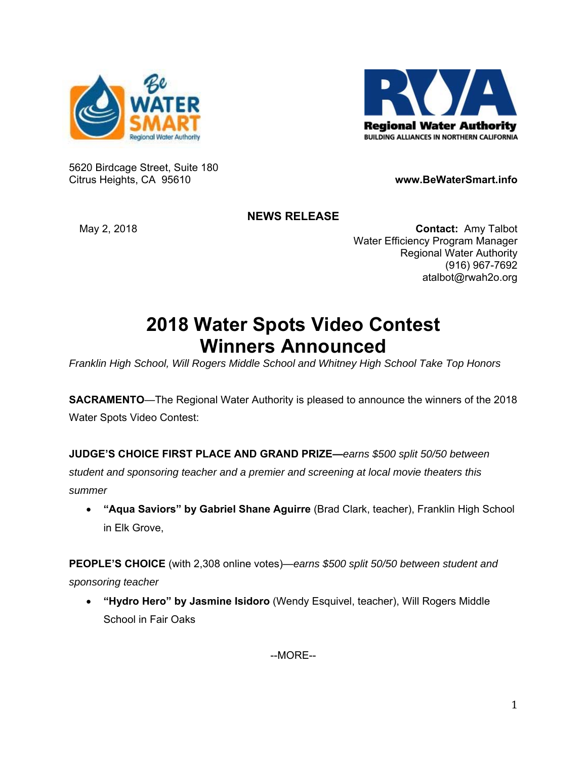Be WATER SMART
Regional Water Authority

Regional Water Authority
BUILDING ALLIANCES IN NORTHERN CALIFORNIA

5620 Birdcage Street, Suite 180
Citrus Heights, CA 95610

**www.BeWaterSmart.info**

**NEWS RELEASE**

May 2, 2018

**Contact:** Amy Talbot
Water Efficiency Program Manager
Regional Water Authority
(916) 967-7692
atalbot@rwah2o.org

# 2018 Water Spots Video Contest Winners Announced

*Franklin High School, Will Rogers Middle School and Whitney High School Take Top Honors*

**SACRAMENTO**—The Regional Water Authority is pleased to announce the winners of the 2018 Water Spots Video Contest:

**JUDGE'S CHOICE FIRST PLACE AND GRAND PRIZE—***earns $500 split 50/50 between student and sponsoring teacher and a premier and screening at local movie theaters this summer*

- **"Aqua Saviors" by Gabriel Shane Aguirre** (Brad Clark, teacher), Franklin High School in Elk Grove,

**PEOPLE'S CHOICE** (with 2,308 online votes)—*earns $500 split 50/50 between student and sponsoring teacher*

- **"Hydro Hero" by Jasmine Isidoro** (Wendy Esquivel, teacher), Will Rogers Middle School in Fair Oaks

--MORE--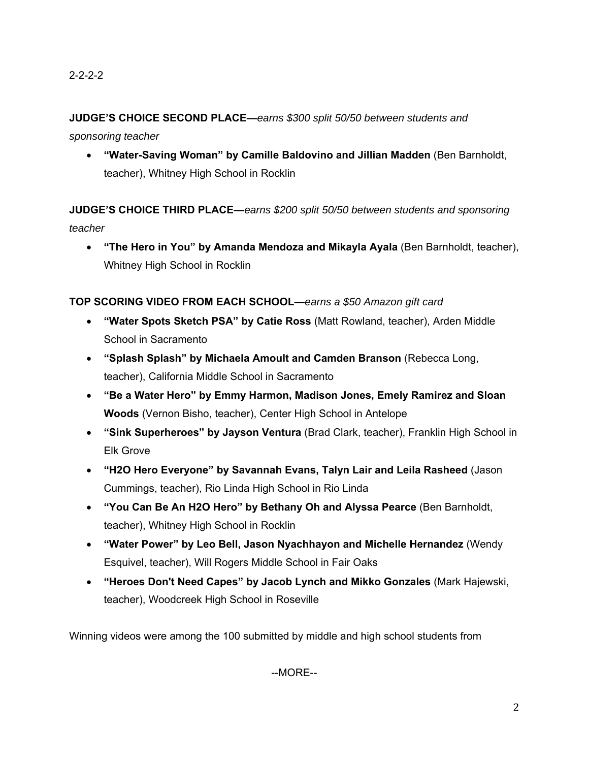**JUDGE'S CHOICE SECOND PLACE—***earns $300 split 50/50 between students and sponsoring teacher*

- **"Water-Saving Woman" by Camille Baldovino and Jillian Madden** (Ben Barnholdt, teacher), Whitney High School in Rocklin

**JUDGE'S CHOICE THIRD PLACE—***earns $200 split 50/50 between students and sponsoring teacher*

- **"The Hero in You" by Amanda Mendoza and Mikayla Ayala** (Ben Barnholdt, teacher), Whitney High School in Rocklin

**TOP SCORING VIDEO FROM EACH SCHOOL—***earns a $50 Amazon gift card*

- **"Water Spots Sketch PSA" by Catie Ross** (Matt Rowland, teacher), Arden Middle School in Sacramento
- **"Splash Splash" by Michaela Amoult and Camden Branson** (Rebecca Long, teacher), California Middle School in Sacramento
- **"Be a Water Hero" by Emmy Harmon, Madison Jones, Emely Ramirez and Sloan Woods** (Vernon Bisho, teacher), Center High School in Antelope
- **"Sink Superheroes" by Jayson Ventura** (Brad Clark, teacher), Franklin High School in Elk Grove
- **"H2O Hero Everyone" by Savannah Evans, Talyn Lair and Leila Rasheed** (Jason Cummings, teacher), Rio Linda High School in Rio Linda
- **"You Can Be An H2O Hero" by Bethany Oh and Alyssa Pearce** (Ben Barnholdt, teacher), Whitney High School in Rocklin
- **"Water Power" by Leo Bell, Jason Nyachhayon and Michelle Hernandez** (Wendy Esquivel, teacher), Will Rogers Middle School in Fair Oaks
- **"Heroes Don't Need Capes" by Jacob Lynch and Mikko Gonzales** (Mark Hajewski, teacher), Woodcreek High School in Roseville

Winning videos were among the 100 submitted by middle and high school students from

--MORE--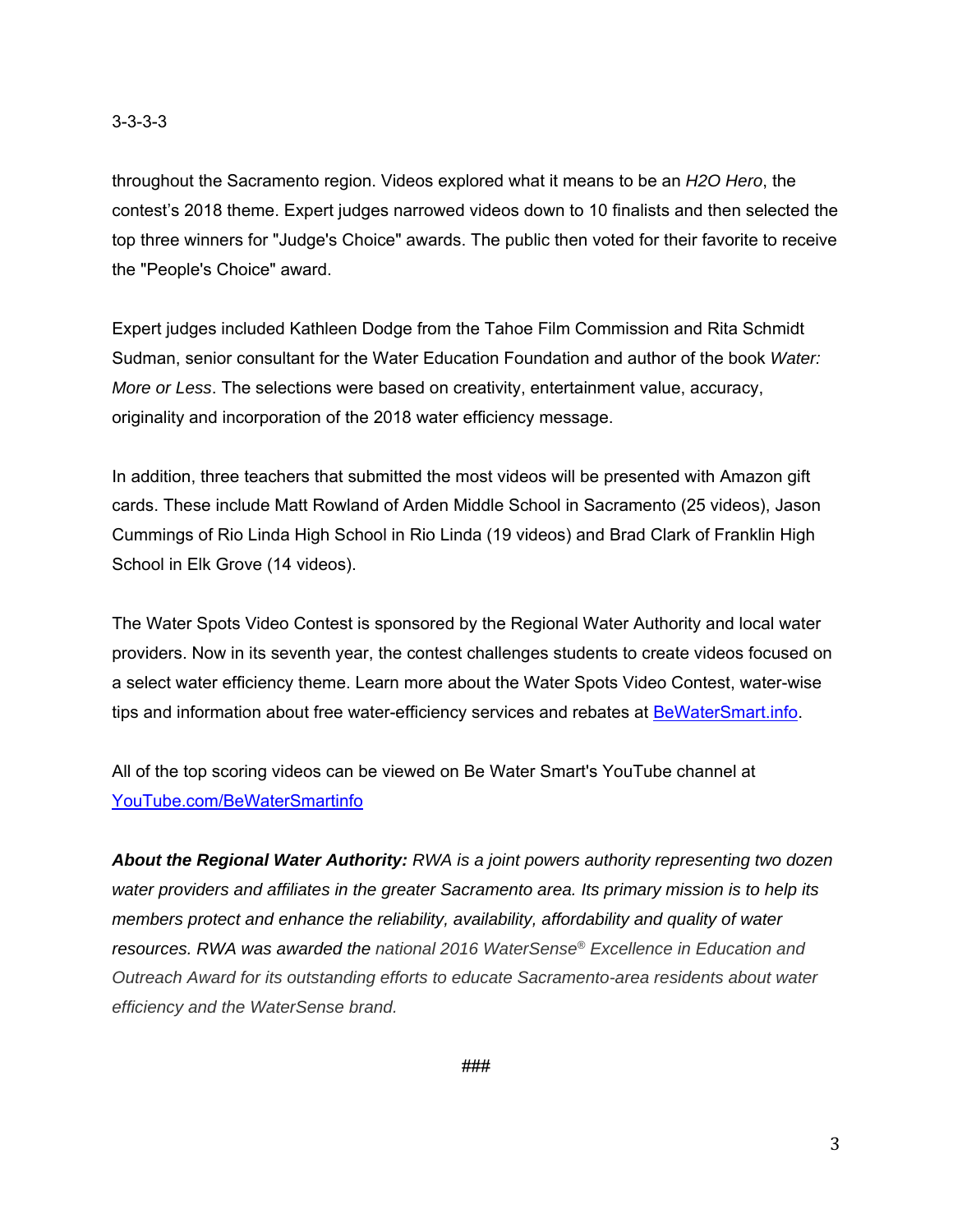throughout the Sacramento region. Videos explored what it means to be an *H2O Hero*, the contest's 2018 theme. Expert judges narrowed videos down to 10 finalists and then selected the top three winners for "Judge's Choice" awards. The public then voted for their favorite to receive the "People's Choice" award.

Expert judges included Kathleen Dodge from the Tahoe Film Commission and Rita Schmidt Sudman, senior consultant for the Water Education Foundation and author of the book *Water: More or Less*. The selections were based on creativity, entertainment value, accuracy, originality and incorporation of the 2018 water efficiency message.

In addition, three teachers that submitted the most videos will be presented with Amazon gift cards. These include Matt Rowland of Arden Middle School in Sacramento (25 videos), Jason Cummings of Rio Linda High School in Rio Linda (19 videos) and Brad Clark of Franklin High School in Elk Grove (14 videos).

The Water Spots Video Contest is sponsored by the Regional Water Authority and local water providers. Now in its seventh year, the contest challenges students to create videos focused on a select water efficiency theme. Learn more about the Water Spots Video Contest, water-wise tips and information about free water-efficiency services and rebates at [BeWaterSmart.info](BeWaterSmart.info).

All of the top scoring videos can be viewed on Be Water Smart's YouTube channel at [YouTube.com/BeWaterSmartinfo](YouTube.com/BeWaterSmartinfo)

***About the Regional Water Authority:*** *RWA is a joint powers authority representing two dozen water providers and affiliates in the greater Sacramento area. Its primary mission is to help its members protect and enhance the reliability, availability, affordability and quality of water resources. RWA was awarded the national 2016 WaterSense® Excellence in Education and Outreach Award for its outstanding efforts to educate Sacramento-area residents about water efficiency and the WaterSense brand.*

###